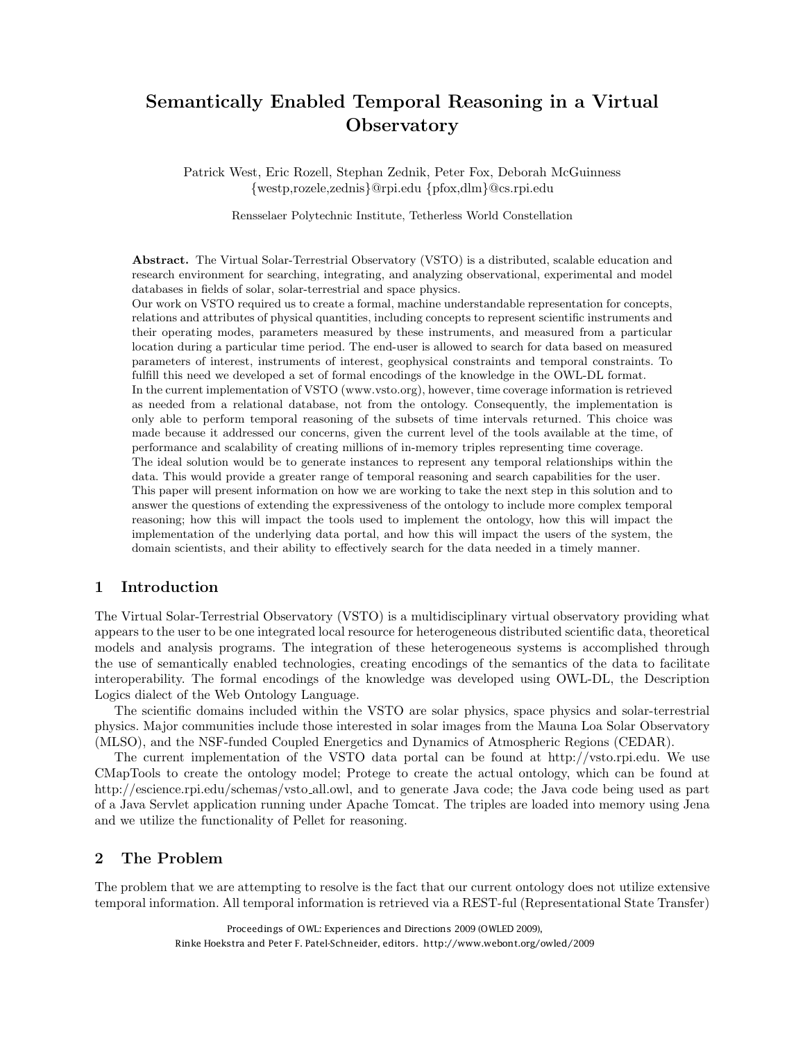# Semantically Enabled Temporal Reasoning in a Virtual Observatory

Patrick West, Eric Rozell, Stephan Zednik, Peter Fox, Deborah McGuinness
{westp,rozele,zednis}@rpi.edu {pfox,dlm}@cs.rpi.edu

Rensselaer Polytechnic Institute, Tetherless World Constellation

**Abstract.** The Virtual Solar-Terrestrial Observatory (VSTO) is a distributed, scalable education and research environment for searching, integrating, and analyzing observational, experimental and model databases in fields of solar, solar-terrestrial and space physics.
Our work on VSTO required us to create a formal, machine understandable representation for concepts, relations and attributes of physical quantities, including concepts to represent scientific instruments and their operating modes, parameters measured by these instruments, and measured from a particular location during a particular time period. The end-user is allowed to search for data based on measured parameters of interest, instruments of interest, geophysical constraints and temporal constraints. To fulfill this need we developed a set of formal encodings of the knowledge in the OWL-DL format.
In the current implementation of VSTO (www.vsto.org), however, time coverage information is retrieved as needed from a relational database, not from the ontology. Consequently, the implementation is only able to perform temporal reasoning of the subsets of time intervals returned. This choice was made because it addressed our concerns, given the current level of the tools available at the time, of performance and scalability of creating millions of in-memory triples representing time coverage.
The ideal solution would be to generate instances to represent any temporal relationships within the data. This would provide a greater range of temporal reasoning and search capabilities for the user.
This paper will present information on how we are working to take the next step in this solution and to answer the questions of extending the expressiveness of the ontology to include more complex temporal reasoning; how this will impact the tools used to implement the ontology, how this will impact the implementation of the underlying data portal, and how this will impact the users of the system, the domain scientists, and their ability to effectively search for the data needed in a timely manner.

## 1 Introduction

The Virtual Solar-Terrestrial Observatory (VSTO) is a multidisciplinary virtual observatory providing what appears to the user to be one integrated local resource for heterogeneous distributed scientific data, theoretical models and analysis programs. The integration of these heterogeneous systems is accomplished through the use of semantically enabled technologies, creating encodings of the semantics of the data to facilitate interoperability. The formal encodings of the knowledge was developed using OWL-DL, the Description Logics dialect of the Web Ontology Language.

The scientific domains included within the VSTO are solar physics, space physics and solar-terrestrial physics. Major communities include those interested in solar images from the Mauna Loa Solar Observatory (MLSO), and the NSF-funded Coupled Energetics and Dynamics of Atmospheric Regions (CEDAR).

The current implementation of the VSTO data portal can be found at http://vsto.rpi.edu. We use CMapTools to create the ontology model; Protege to create the actual ontology, which can be found at http://escience.rpi.edu/schemas/vsto_all.owl, and to generate Java code; the Java code being used as part of a Java Servlet application running under Apache Tomcat. The triples are loaded into memory using Jena and we utilize the functionality of Pellet for reasoning.

## 2 The Problem

The problem that we are attempting to resolve is the fact that our current ontology does not utilize extensive temporal information. All temporal information is retrieved via a REST-ful (Representational State Transfer)

Proceedings of OWL: Experiences and Directions 2009 (OWLED 2009),
Rinke Hoekstra and Peter F. Patel-Schneider, editors. http://www.webont.org/owled/2009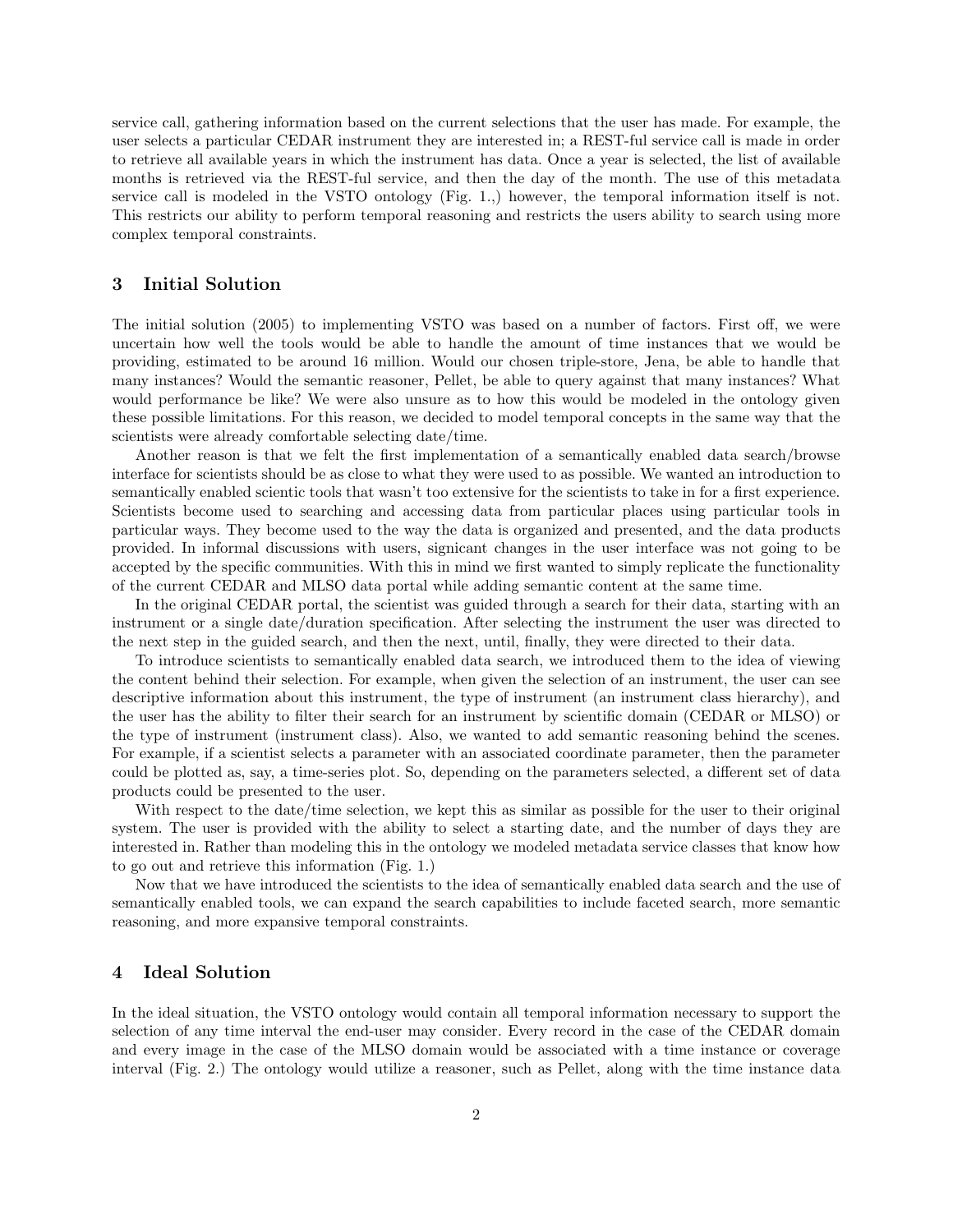service call, gathering information based on the current selections that the user has made. For example, the user selects a particular CEDAR instrument they are interested in; a REST-ful service call is made in order to retrieve all available years in which the instrument has data. Once a year is selected, the list of available months is retrieved via the REST-ful service, and then the day of the month. The use of this metadata service call is modeled in the VSTO ontology (Fig. 1.,) however, the temporal information itself is not. This restricts our ability to perform temporal reasoning and restricts the users ability to search using more complex temporal constraints.

## 3 Initial Solution

The initial solution (2005) to implementing VSTO was based on a number of factors. First off, we were uncertain how well the tools would be able to handle the amount of time instances that we would be providing, estimated to be around 16 million. Would our chosen triple-store, Jena, be able to handle that many instances? Would the semantic reasoner, Pellet, be able to query against that many instances? What would performance be like? We were also unsure as to how this would be modeled in the ontology given these possible limitations. For this reason, we decided to model temporal concepts in the same way that the scientists were already comfortable selecting date/time.

Another reason is that we felt the first implementation of a semantically enabled data search/browse interface for scientists should be as close to what they were used to as possible. We wanted an introduction to semantically enabled scientic tools that wasn't too extensive for the scientists to take in for a first experience. Scientists become used to searching and accessing data from particular places using particular tools in particular ways. They become used to the way the data is organized and presented, and the data products provided. In informal discussions with users, signicant changes in the user interface was not going to be accepted by the specific communities. With this in mind we first wanted to simply replicate the functionality of the current CEDAR and MLSO data portal while adding semantic content at the same time.

In the original CEDAR portal, the scientist was guided through a search for their data, starting with an instrument or a single date/duration specification. After selecting the instrument the user was directed to the next step in the guided search, and then the next, until, finally, they were directed to their data.

To introduce scientists to semantically enabled data search, we introduced them to the idea of viewing the content behind their selection. For example, when given the selection of an instrument, the user can see descriptive information about this instrument, the type of instrument (an instrument class hierarchy), and the user has the ability to filter their search for an instrument by scientific domain (CEDAR or MLSO) or the type of instrument (instrument class). Also, we wanted to add semantic reasoning behind the scenes. For example, if a scientist selects a parameter with an associated coordinate parameter, then the parameter could be plotted as, say, a time-series plot. So, depending on the parameters selected, a different set of data products could be presented to the user.

With respect to the date/time selection, we kept this as similar as possible for the user to their original system. The user is provided with the ability to select a starting date, and the number of days they are interested in. Rather than modeling this in the ontology we modeled metadata service classes that know how to go out and retrieve this information (Fig. 1.)

Now that we have introduced the scientists to the idea of semantically enabled data search and the use of semantically enabled tools, we can expand the search capabilities to include faceted search, more semantic reasoning, and more expansive temporal constraints.

## 4 Ideal Solution

In the ideal situation, the VSTO ontology would contain all temporal information necessary to support the selection of any time interval the end-user may consider. Every record in the case of the CEDAR domain and every image in the case of the MLSO domain would be associated with a time instance or coverage interval (Fig. 2.) The ontology would utilize a reasoner, such as Pellet, along with the time instance data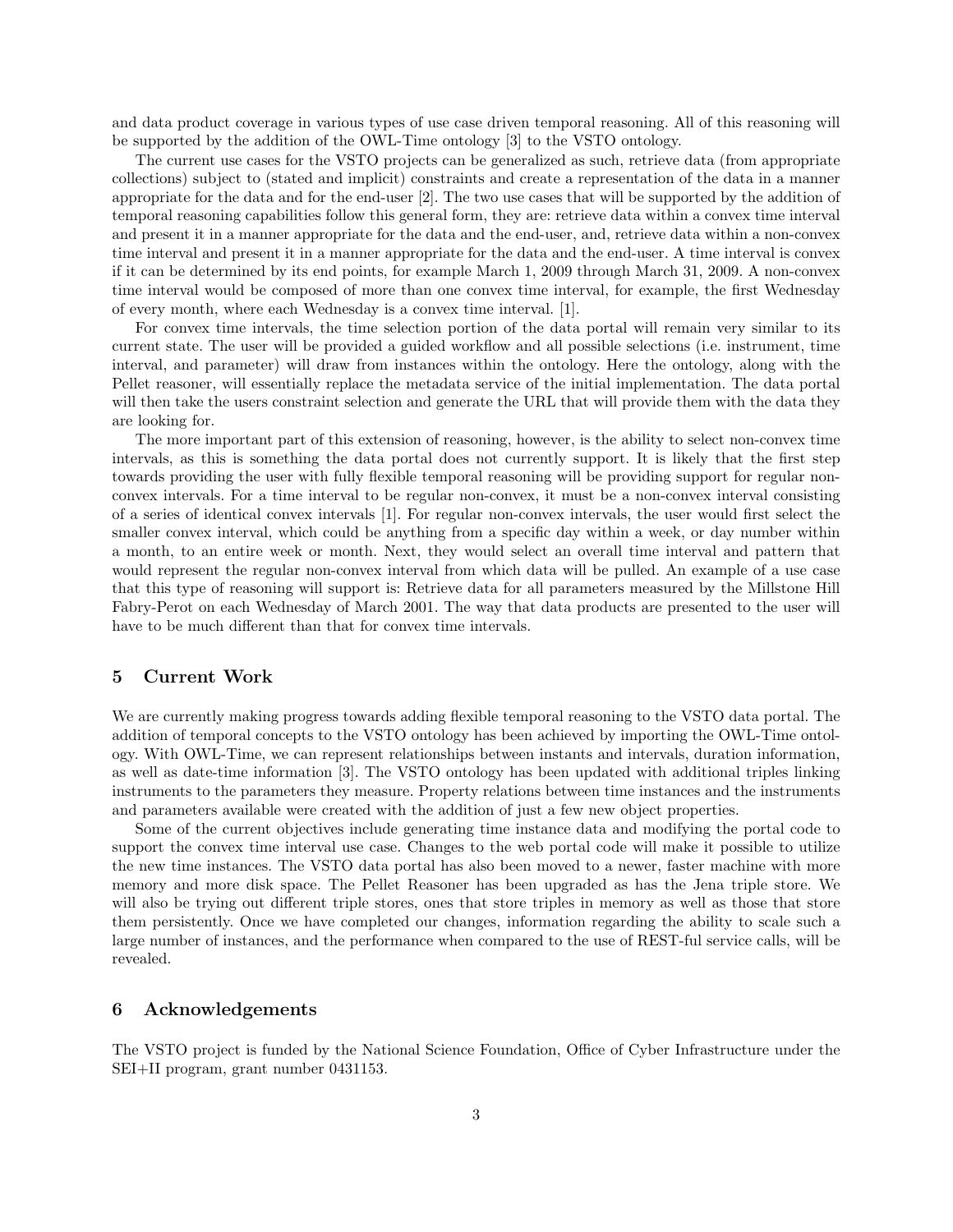and data product coverage in various types of use case driven temporal reasoning. All of this reasoning will be supported by the addition of the OWL-Time ontology [3] to the VSTO ontology.

The current use cases for the VSTO projects can be generalized as such, retrieve data (from appropriate collections) subject to (stated and implicit) constraints and create a representation of the data in a manner appropriate for the data and for the end-user [2]. The two use cases that will be supported by the addition of temporal reasoning capabilities follow this general form, they are: retrieve data within a convex time interval and present it in a manner appropriate for the data and the end-user, and, retrieve data within a non-convex time interval and present it in a manner appropriate for the data and the end-user. A time interval is convex if it can be determined by its end points, for example March 1, 2009 through March 31, 2009. A non-convex time interval would be composed of more than one convex time interval, for example, the first Wednesday of every month, where each Wednesday is a convex time interval. [1].

For convex time intervals, the time selection portion of the data portal will remain very similar to its current state. The user will be provided a guided workflow and all possible selections (i.e. instrument, time interval, and parameter) will draw from instances within the ontology. Here the ontology, along with the Pellet reasoner, will essentially replace the metadata service of the initial implementation. The data portal will then take the users constraint selection and generate the URL that will provide them with the data they are looking for.

The more important part of this extension of reasoning, however, is the ability to select non-convex time intervals, as this is something the data portal does not currently support. It is likely that the first step towards providing the user with fully flexible temporal reasoning will be providing support for regular non-convex intervals. For a time interval to be regular non-convex, it must be a non-convex interval consisting of a series of identical convex intervals [1]. For regular non-convex intervals, the user would first select the smaller convex interval, which could be anything from a specific day within a week, or day number within a month, to an entire week or month. Next, they would select an overall time interval and pattern that would represent the regular non-convex interval from which data will be pulled. An example of a use case that this type of reasoning will support is: Retrieve data for all parameters measured by the Millstone Hill Fabry-Perot on each Wednesday of March 2001. The way that data products are presented to the user will have to be much different than that for convex time intervals.

## 5 Current Work

We are currently making progress towards adding flexible temporal reasoning to the VSTO data portal. The addition of temporal concepts to the VSTO ontology has been achieved by importing the OWL-Time ontology. With OWL-Time, we can represent relationships between instants and intervals, duration information, as well as date-time information [3]. The VSTO ontology has been updated with additional triples linking instruments to the parameters they measure. Property relations between time instances and the instruments and parameters available were created with the addition of just a few new object properties.

Some of the current objectives include generating time instance data and modifying the portal code to support the convex time interval use case. Changes to the web portal code will make it possible to utilize the new time instances. The VSTO data portal has also been moved to a newer, faster machine with more memory and more disk space. The Pellet Reasoner has been upgraded as has the Jena triple store. We will also be trying out different triple stores, ones that store triples in memory as well as those that store them persistently. Once we have completed our changes, information regarding the ability to scale such a large number of instances, and the performance when compared to the use of REST-ful service calls, will be revealed.

## 6 Acknowledgements

The VSTO project is funded by the National Science Foundation, Office of Cyber Infrastructure under the SEI+II program, grant number 0431153.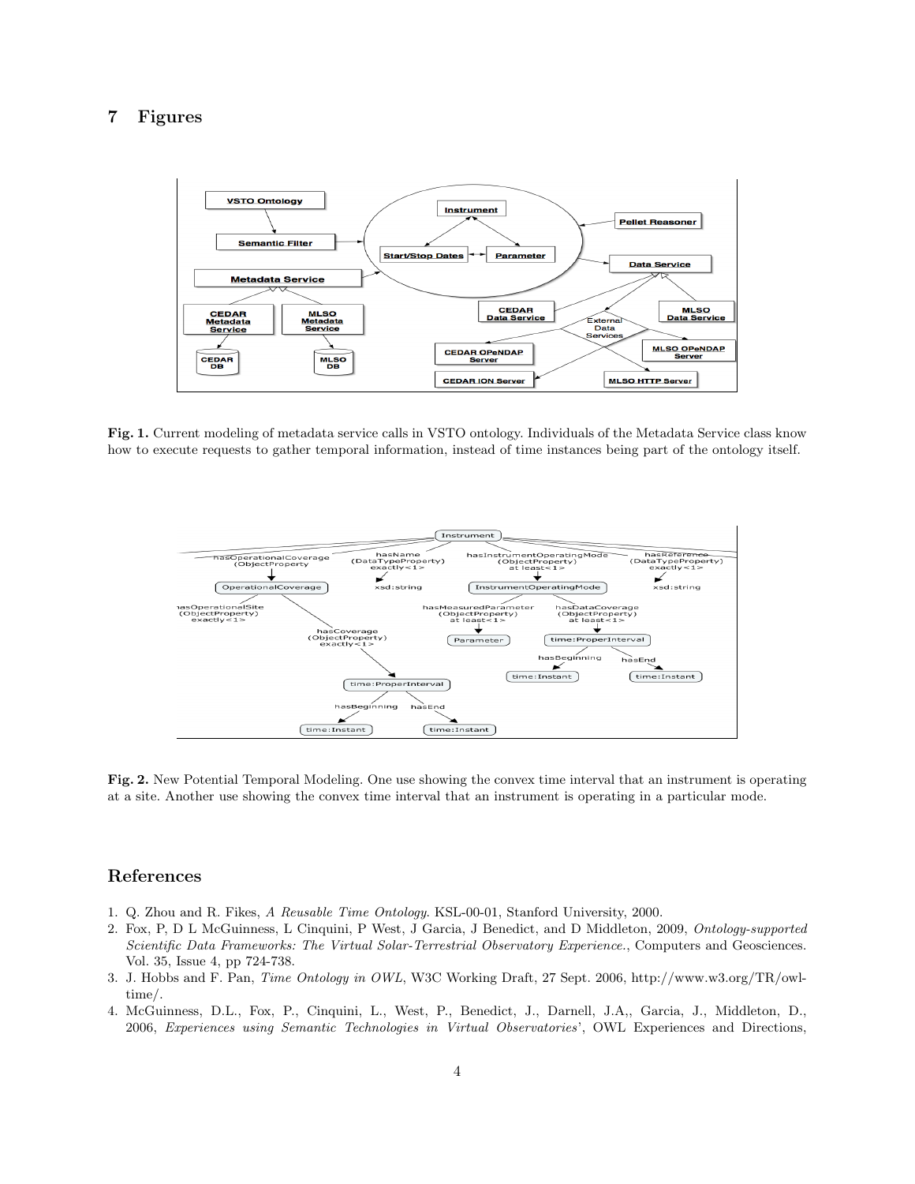## 7 Figures

**Fig. 1.** Current modeling of metadata service calls in VSTO ontology. Individuals of the Metadata Service class know how to execute requests to gather temporal information, instead of time instances being part of the ontology itself.

**Fig. 2.** New Potential Temporal Modeling. One use showing the convex time interval that an instrument is operating at a site. Another use showing the convex time interval that an instrument is operating in a particular mode.

## References

1. Q. Zhou and R. Fikes, *A Reusable Time Ontology*. KSL-00-01, Stanford University, 2000.
2. Fox, P, D L McGuinness, L Cinquini, P West, J Garcia, J Benedict, and D Middleton, 2009, *Ontology-supported Scientific Data Frameworks: The Virtual Solar-Terrestrial Observatory Experience.*, Computers and Geosciences. Vol. 35, Issue 4, pp 724-738.
3. J. Hobbs and F. Pan, *Time Ontology in OWL*, W3C Working Draft, 27 Sept. 2006, http://www.w3.org/TR/owl-time/.
4. McGuinness, D.L., Fox, P., Cinquini, L., West, P., Benedict, J., Darnell, J.A,, Garcia, J., Middleton, D., 2006, *Experiences using Semantic Technologies in Virtual Observatories*', OWL Experiences and Directions,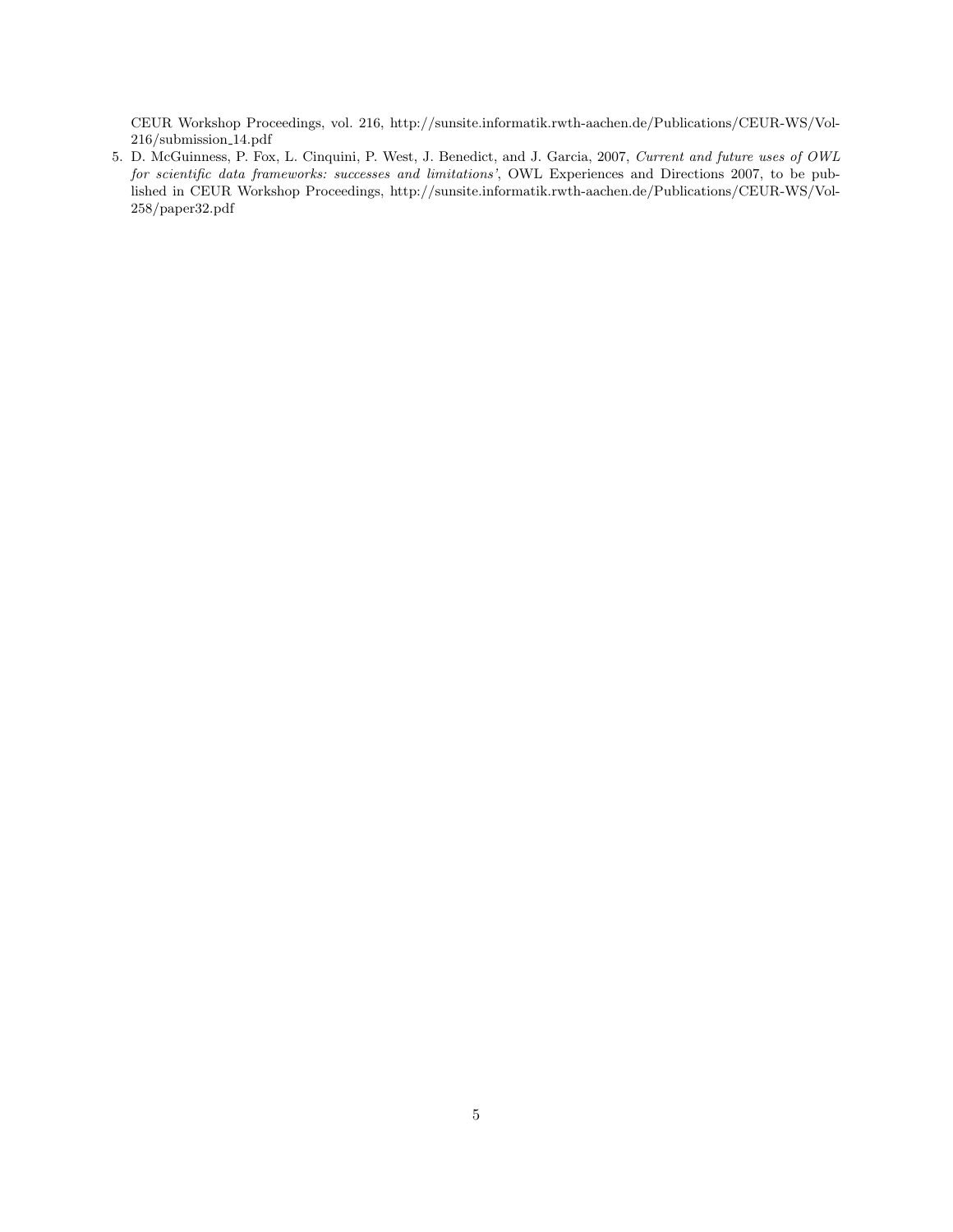CEUR Workshop Proceedings, vol. 216, http://sunsite.informatik.rwth-aachen.de/Publications/CEUR-WS/Vol-216/submission_14.pdf

5. D. McGuinness, P. Fox, L. Cinquini, P. West, J. Benedict, and J. Garcia, 2007, *Current and future uses of OWL for scientific data frameworks: successes and limitations'*, OWL Experiences and Directions 2007, to be published in CEUR Workshop Proceedings, http://sunsite.informatik.rwth-aachen.de/Publications/CEUR-WS/Vol-258/paper32.pdf